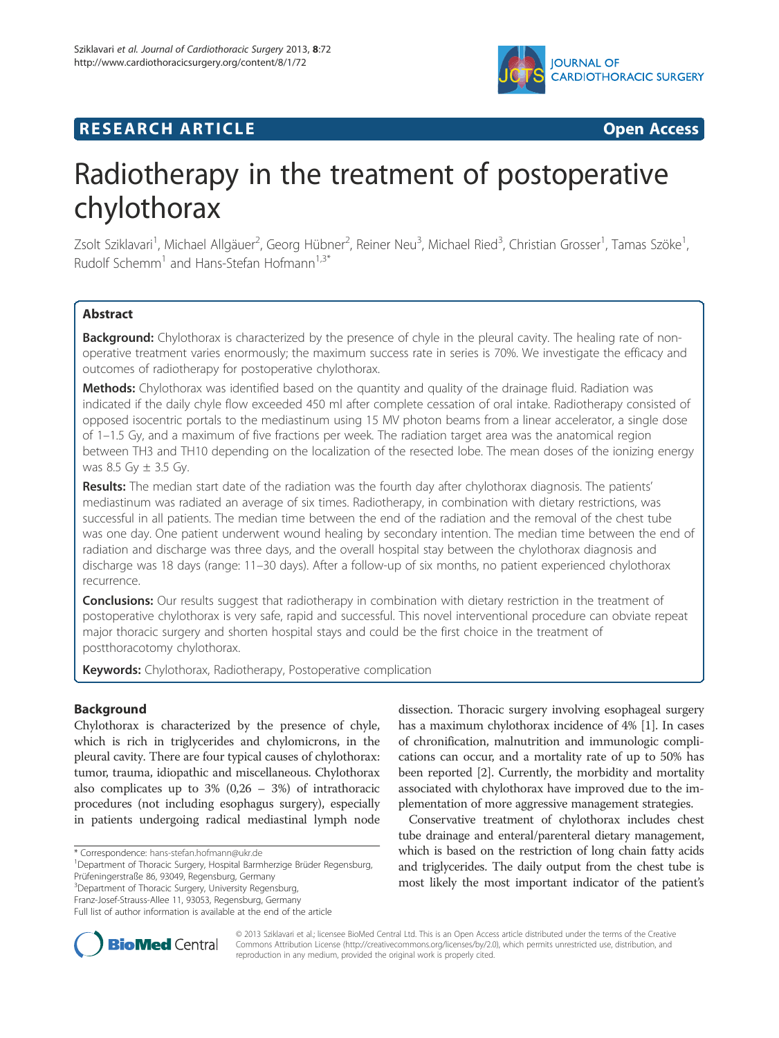RESEARCH ARTICLE

Open Access

# Radiotherapy in the treatment of postoperative chylothorax

Zsolt Sziklavari[1], Michael Allgäuer[2], Georg Hübner[2], Reiner Neu[3], Michael Ried[3], Christian Grosser[1], Tamas Szöke[1], Rudolf Schemm[1] and Hans-Stefan Hofmann[1,3*]

## Abstract

**Background:** Chylothorax is characterized by the presence of chyle in the pleural cavity. The healing rate of non-operative treatment varies enormously; the maximum success rate in series is 70%. We investigate the efficacy and outcomes of radiotherapy for postoperative chylothorax.

**Methods:** Chylothorax was identified based on the quantity and quality of the drainage fluid. Radiation was indicated if the daily chyle flow exceeded 450 ml after complete cessation of oral intake. Radiotherapy consisted of opposed isocentric portals to the mediastinum using 15 MV photon beams from a linear accelerator, a single dose of 1–1.5 Gy, and a maximum of five fractions per week. The radiation target area was the anatomical region between TH3 and TH10 depending on the localization of the resected lobe. The mean doses of the ionizing energy was 8.5 Gy ± 3.5 Gy.

**Results:** The median start date of the radiation was the fourth day after chylothorax diagnosis. The patients' mediastinum was radiated an average of six times. Radiotherapy, in combination with dietary restrictions, was successful in all patients. The median time between the end of the radiation and the removal of the chest tube was one day. One patient underwent wound healing by secondary intention. The median time between the end of radiation and discharge was three days, and the overall hospital stay between the chylothorax diagnosis and discharge was 18 days (range: 11–30 days). After a follow-up of six months, no patient experienced chylothorax recurrence.

**Conclusions:** Our results suggest that radiotherapy in combination with dietary restriction in the treatment of postoperative chylothorax is very safe, rapid and successful. This novel interventional procedure can obviate repeat major thoracic surgery and shorten hospital stays and could be the first choice in the treatment of postthoracotomy chylothorax.

**Keywords:** Chylothorax, Radiotherapy, Postoperative complication

## Background

Chylothorax is characterized by the presence of chyle, which is rich in triglycerides and chylomicrons, in the pleural cavity. There are four typical causes of chylothorax: tumor, trauma, idiopathic and miscellaneous. Chylothorax also complicates up to 3% (0,26 – 3%) of intrathoracic procedures (not including esophagus surgery), especially in patients undergoing radical mediastinal lymph node dissection. Thoracic surgery involving esophageal surgery has a maximum chylothorax incidence of 4% [1]. In cases of chronification, malnutrition and immunologic complications can occur, and a mortality rate of up to 50% has been reported [2]. Currently, the morbidity and mortality associated with chylothorax have improved due to the implementation of more aggressive management strategies.

Conservative treatment of chylothorax includes chest tube drainage and enteral/parenteral dietary management, which is based on the restriction of long chain fatty acids and triglycerides. The daily output from the chest tube is most likely the most important indicator of the patient's

\* Correspondence: hans-stefan.hofmann@ukr.de
[1]Department of Thoracic Surgery, Hospital Barmherzige Brüder Regensburg, Prüfeningerstraße 86, 93049, Regensburg, Germany
[3]Department of Thoracic Surgery, University Regensburg, Franz-Josef-Strauss-Allee 11, 93053, Regensburg, Germany
Full list of author information is available at the end of the article

© 2013 Sziklavari et al.; licensee BioMed Central Ltd. This is an Open Access article distributed under the terms of the Creative Commons Attribution License (http://creativecommons.org/licenses/by/2.0), which permits unrestricted use, distribution, and reproduction in any medium, provided the original work is properly cited.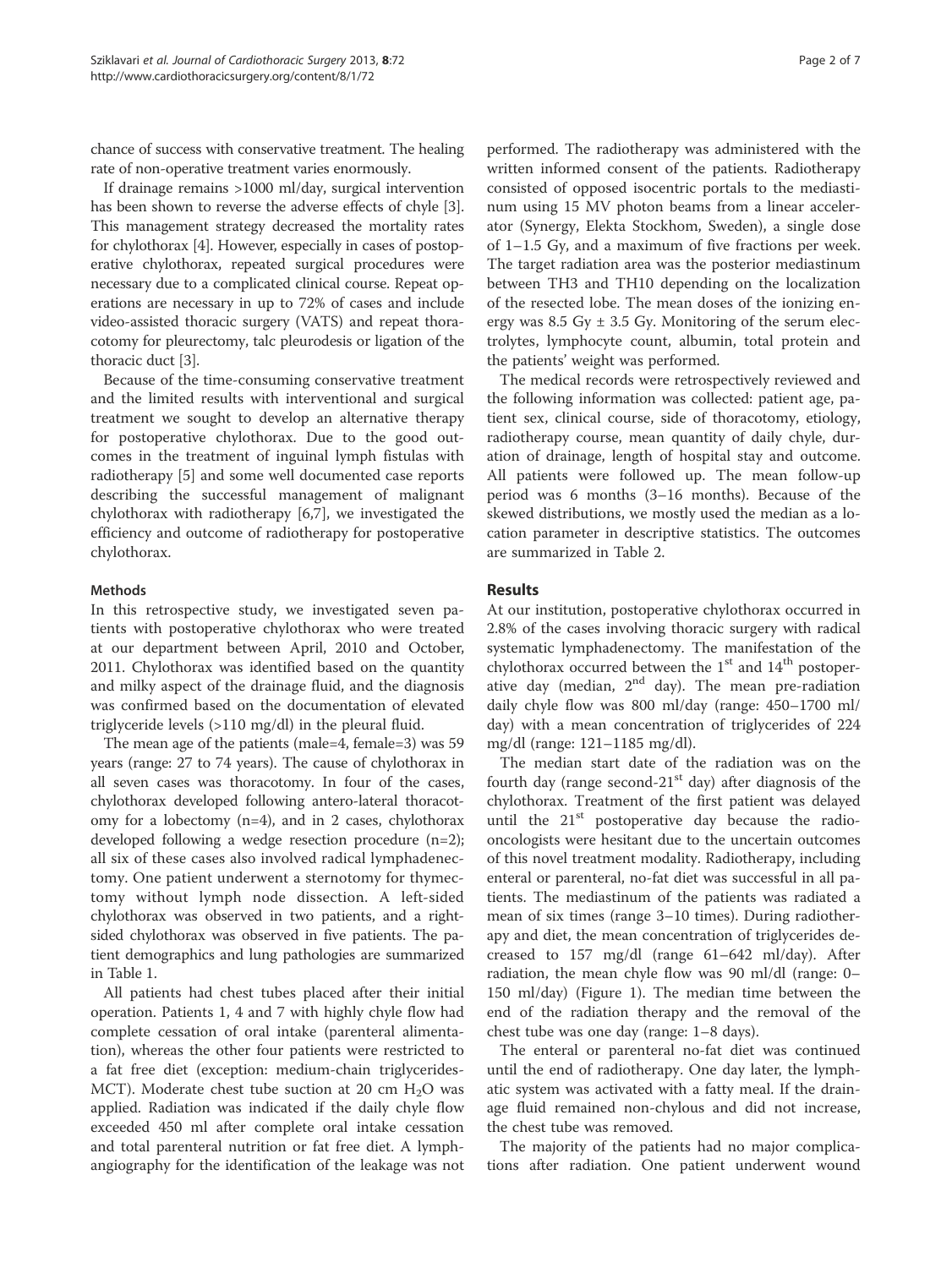chance of success with conservative treatment. The healing rate of non-operative treatment varies enormously.

If drainage remains >1000 ml/day, surgical intervention has been shown to reverse the adverse effects of chyle [3]. This management strategy decreased the mortality rates for chylothorax [4]. However, especially in cases of postoperative chylothorax, repeated surgical procedures were necessary due to a complicated clinical course. Repeat operations are necessary in up to 72% of cases and include video-assisted thoracic surgery (VATS) and repeat thoracotomy for pleurectomy, talc pleurodesis or ligation of the thoracic duct [3].

Because of the time-consuming conservative treatment and the limited results with interventional and surgical treatment we sought to develop an alternative therapy for postoperative chylothorax. Due to the good outcomes in the treatment of inguinal lymph fistulas with radiotherapy [5] and some well documented case reports describing the successful management of malignant chylothorax with radiotherapy [6,7], we investigated the efficiency and outcome of radiotherapy for postoperative chylothorax.

## Methods

In this retrospective study, we investigated seven patients with postoperative chylothorax who were treated at our department between April, 2010 and October, 2011. Chylothorax was identified based on the quantity and milky aspect of the drainage fluid, and the diagnosis was confirmed based on the documentation of elevated triglyceride levels (>110 mg/dl) in the pleural fluid.

The mean age of the patients (male=4, female=3) was 59 years (range: 27 to 74 years). The cause of chylothorax in all seven cases was thoracotomy. In four of the cases, chylothorax developed following antero-lateral thoracotomy for a lobectomy (n=4), and in 2 cases, chylothorax developed following a wedge resection procedure (n=2); all six of these cases also involved radical lymphadenectomy. One patient underwent a sternotomy for thymectomy without lymph node dissection. A left-sided chylothorax was observed in two patients, and a right-sided chylothorax was observed in five patients. The patient demographics and lung pathologies are summarized in Table 1.

All patients had chest tubes placed after their initial operation. Patients 1, 4 and 7 with highly chyle flow had complete cessation of oral intake (parenteral alimentation), whereas the other four patients were restricted to a fat free diet (exception: medium-chain triglycerides-MCT). Moderate chest tube suction at 20 cm $H_2O$ was applied. Radiation was indicated if the daily chyle flow exceeded 450 ml after complete oral intake cessation and total parenteral nutrition or fat free diet. A lymphangiography for the identification of the leakage was not performed. The radiotherapy was administered with the written informed consent of the patients. Radiotherapy consisted of opposed isocentric portals to the mediastinum using 15 MV photon beams from a linear accelerator (Synergy, Elekta Stockhom, Sweden), a single dose of 1–1.5 Gy, and a maximum of five fractions per week. The target radiation area was the posterior mediastinum between TH3 and TH10 depending on the localization of the resected lobe. The mean doses of the ionizing energy was 8.5 Gy ± 3.5 Gy. Monitoring of the serum electrolytes, lymphocyte count, albumin, total protein and the patients' weight was performed.

The medical records were retrospectively reviewed and the following information was collected: patient age, patient sex, clinical course, side of thoracotomy, etiology, radiotherapy course, mean quantity of daily chyle, duration of drainage, length of hospital stay and outcome. All patients were followed up. The mean follow-up period was 6 months (3–16 months). Because of the skewed distributions, we mostly used the median as a location parameter in descriptive statistics. The outcomes are summarized in Table 2.

## Results

At our institution, postoperative chylothorax occurred in 2.8% of the cases involving thoracic surgery with radical systematic lymphadenectomy. The manifestation of the chylothorax occurred between the 1st and 14th postoperative day (median, 2nd day). The mean pre-radiation daily chyle flow was 800 ml/day (range: 450–1700 ml/day) with a mean concentration of triglycerides of 224 mg/dl (range: 121–1185 mg/dl).

The median start date of the radiation was on the fourth day (range second-21st day) after diagnosis of the chylothorax. Treatment of the first patient was delayed until the 21st postoperative day because the radio-oncologists were hesitant due to the uncertain outcomes of this novel treatment modality. Radiotherapy, including enteral or parenteral, no-fat diet was successful in all patients. The mediastinum of the patients was radiated a mean of six times (range 3–10 times). During radiotherapy and diet, the mean concentration of triglycerides decreased to 157 mg/dl (range 61–642 ml/day). After radiation, the mean chyle flow was 90 ml/dl (range: 0–150 ml/day) (Figure 1). The median time between the end of the radiation therapy and the removal of the chest tube was one day (range: 1–8 days).

The enteral or parenteral no-fat diet was continued until the end of radiotherapy. One day later, the lymphatic system was activated with a fatty meal. If the drainage fluid remained non-chylous and did not increase, the chest tube was removed.

The majority of the patients had no major complications after radiation. One patient underwent wound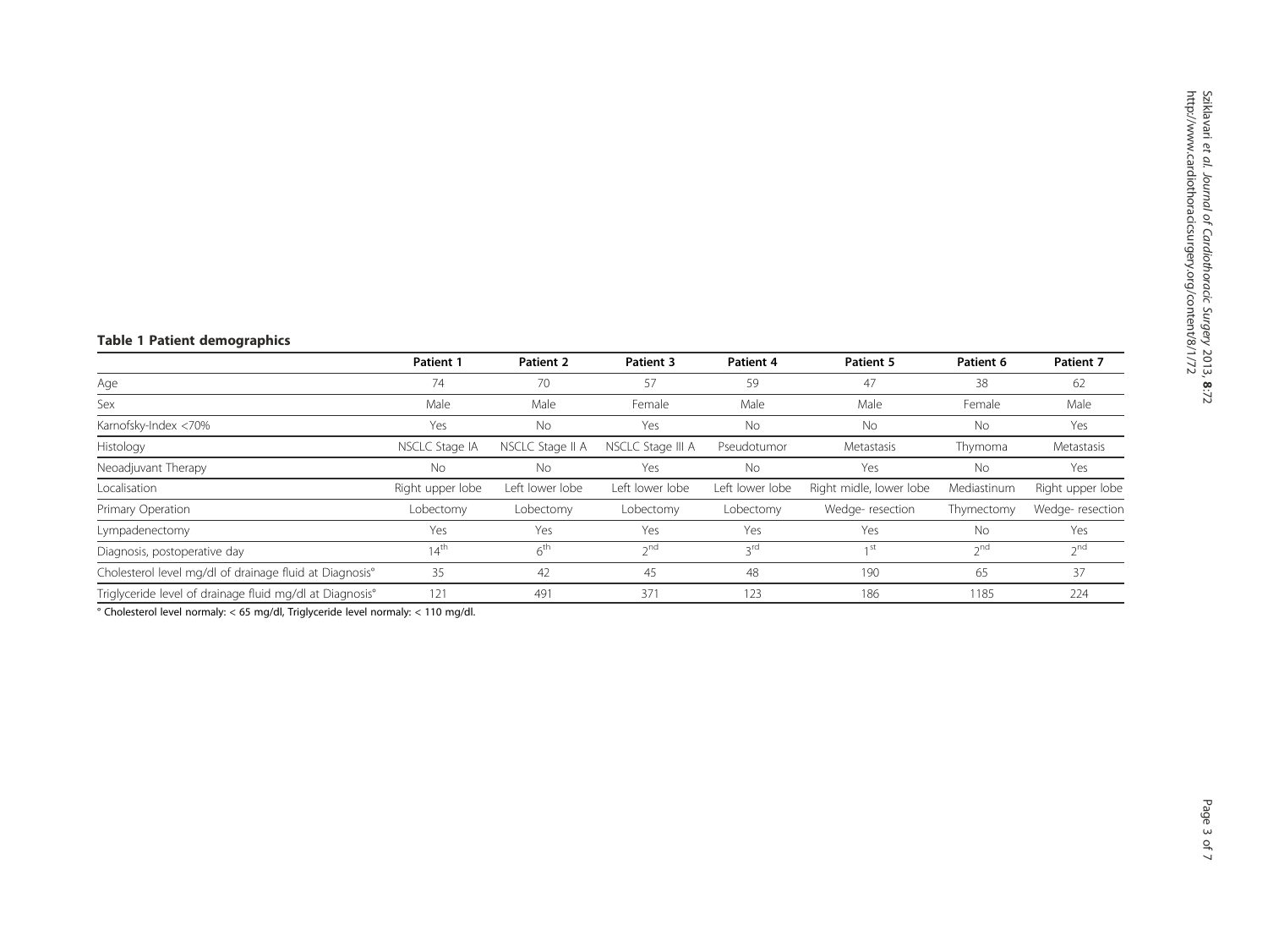**Table 1 Patient demographics**

| | Patient 1 | Patient 2 | Patient 3 | Patient 4 | Patient 5 | Patient 6 | Patient 7 |
|---|---|---|---|---|---|---|---|
| Age | 74 | 70 | 57 | 59 | 47 | 38 | 62 |
| Sex | Male | Male | Female | Male | Male | Female | Male |
| Karnofsky-Index <70% | Yes | No | Yes | No | No | No | Yes |
| Histology | NSCLC Stage IA | NSCLC Stage II A | NSCLC Stage III A | Pseudotumor | Metastasis | Thymoma | Metastasis |
| Neoadjuvant Therapy | No | No | Yes | No | Yes | No | Yes |
| Localisation | Right upper lobe | Left lower lobe | Left lower lobe | Left lower lobe | Right midle, lower lobe | Mediastinum | Right upper lobe |
| Primary Operation | Lobectomy | Lobectomy | Lobectomy | Lobectomy | Wedge- resection | Thymectomy | Wedge- resection |
| Lympadenectomy | Yes | Yes | Yes | Yes | Yes | No | Yes |
| Diagnosis, postoperative day | 14th | 6th | 2nd | 3rd | 1st | 2nd | 2nd |
| Cholesterol level mg/dl of drainage fluid at Diagnosis° | 35 | 42 | 45 | 48 | 190 | 65 | 37 |
| Triglyceride level of drainage fluid mg/dl at Diagnosis° | 121 | 491 | 371 | 123 | 186 | 1185 | 224 |

° Cholesterol level normaly: < 65 mg/dl, Triglyceride level normaly: < 110 mg/dl.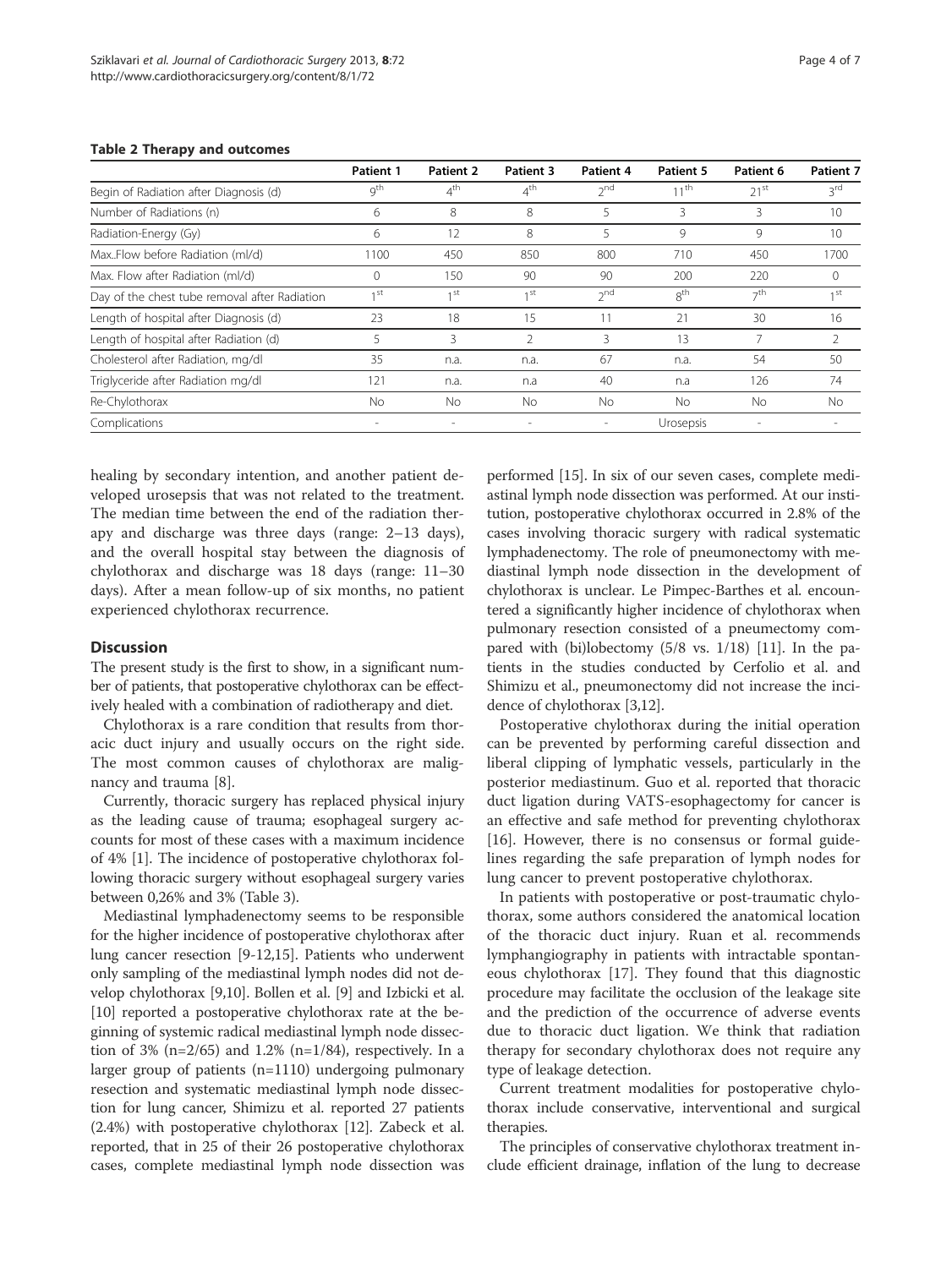**Table 2 Therapy and outcomes**

| | Patient 1 | Patient 2 | Patient 3 | Patient 4 | Patient 5 | Patient 6 | Patient 7 |
|---|---|---|---|---|---|---|---|
| Begin of Radiation after Diagnosis (d) | 9th | 4th | 4th | 2nd | 11th | 21st | 3rd |
| Number of Radiations (n) | 6 | 8 | 8 | 5 | 3 | 3 | 10 |
| Radiation-Energy (Gy) | 6 | 12 | 8 | 5 | 9 | 9 | 10 |
| Max..Flow before Radiation (ml/d) | 1100 | 450 | 850 | 800 | 710 | 450 | 1700 |
| Max. Flow after Radiation (ml/d) | 0 | 150 | 90 | 90 | 200 | 220 | 0 |
| Day of the chest tube removal after Radiation | 1st | 1st | 1st | 2nd | 8th | 7th | 1st |
| Length of hospital after Diagnosis (d) | 23 | 18 | 15 | 11 | 21 | 30 | 16 |
| Length of hospital after Radiation (d) | 5 | 3 | 2 | 3 | 13 | 7 | 2 |
| Cholesterol after Radiation, mg/dl | 35 | n.a. | n.a. | 67 | n.a. | 54 | 50 |
| Triglyceride after Radiation mg/dl | 121 | n.a. | n.a | 40 | n.a | 126 | 74 |
| Re-Chylothorax | No | No | No | No | No | No | No |
| Complications | - | - | - | - | Urosepsis | - | - |

healing by secondary intention, and another patient developed urosepsis that was not related to the treatment. The median time between the end of the radiation therapy and discharge was three days (range: 2–13 days), and the overall hospital stay between the diagnosis of chylothorax and discharge was 18 days (range: 11–30 days). After a mean follow-up of six months, no patient experienced chylothorax recurrence.

## Discussion

The present study is the first to show, in a significant number of patients, that postoperative chylothorax can be effectively healed with a combination of radiotherapy and diet.

Chylothorax is a rare condition that results from thoracic duct injury and usually occurs on the right side. The most common causes of chylothorax are malignancy and trauma [8].

Currently, thoracic surgery has replaced physical injury as the leading cause of trauma; esophageal surgery accounts for most of these cases with a maximum incidence of 4% [1]. The incidence of postoperative chylothorax following thoracic surgery without esophageal surgery varies between 0,26% and 3% (Table 3).

Mediastinal lymphadenectomy seems to be responsible for the higher incidence of postoperative chylothorax after lung cancer resection [9-12,15]. Patients who underwent only sampling of the mediastinal lymph nodes did not develop chylothorax [9,10]. Bollen et al. [9] and Izbicki et al. [10] reported a postoperative chylothorax rate at the beginning of systemic radical mediastinal lymph node dissection of 3% (n=2/65) and 1.2% (n=1/84), respectively. In a larger group of patients (n=1110) undergoing pulmonary resection and systematic mediastinal lymph node dissection for lung cancer, Shimizu et al. reported 27 patients (2.4%) with postoperative chylothorax [12]. Zabeck et al. reported, that in 25 of their 26 postoperative chylothorax cases, complete mediastinal lymph node dissection was performed [15]. In six of our seven cases, complete mediastinal lymph node dissection was performed. At our institution, postoperative chylothorax occurred in 2.8% of the cases involving thoracic surgery with radical systematic lymphadenectomy. The role of pneumonectomy with mediastinal lymph node dissection in the development of chylothorax is unclear. Le Pimpec-Barthes et al. encountered a significantly higher incidence of chylothorax when pulmonary resection consisted of a pneumectomy compared with (bi)lobectomy (5/8 vs. 1/18) [11]. In the patients in the studies conducted by Cerfolio et al. and Shimizu et al., pneumonectomy did not increase the incidence of chylothorax [3,12].

Postoperative chylothorax during the initial operation can be prevented by performing careful dissection and liberal clipping of lymphatic vessels, particularly in the posterior mediastinum. Guo et al. reported that thoracic duct ligation during VATS-esophagectomy for cancer is an effective and safe method for preventing chylothorax [16]. However, there is no consensus or formal guidelines regarding the safe preparation of lymph nodes for lung cancer to prevent postoperative chylothorax.

In patients with postoperative or post-traumatic chylothorax, some authors considered the anatomical location of the thoracic duct injury. Ruan et al. recommends lymphangiography in patients with intractable spontaneous chylothorax [17]. They found that this diagnostic procedure may facilitate the occlusion of the leakage site and the prediction of the occurrence of adverse events due to thoracic duct ligation. We think that radiation therapy for secondary chylothorax does not require any type of leakage detection.

Current treatment modalities for postoperative chylothorax include conservative, interventional and surgical therapies.

The principles of conservative chylothorax treatment include efficient drainage, inflation of the lung to decrease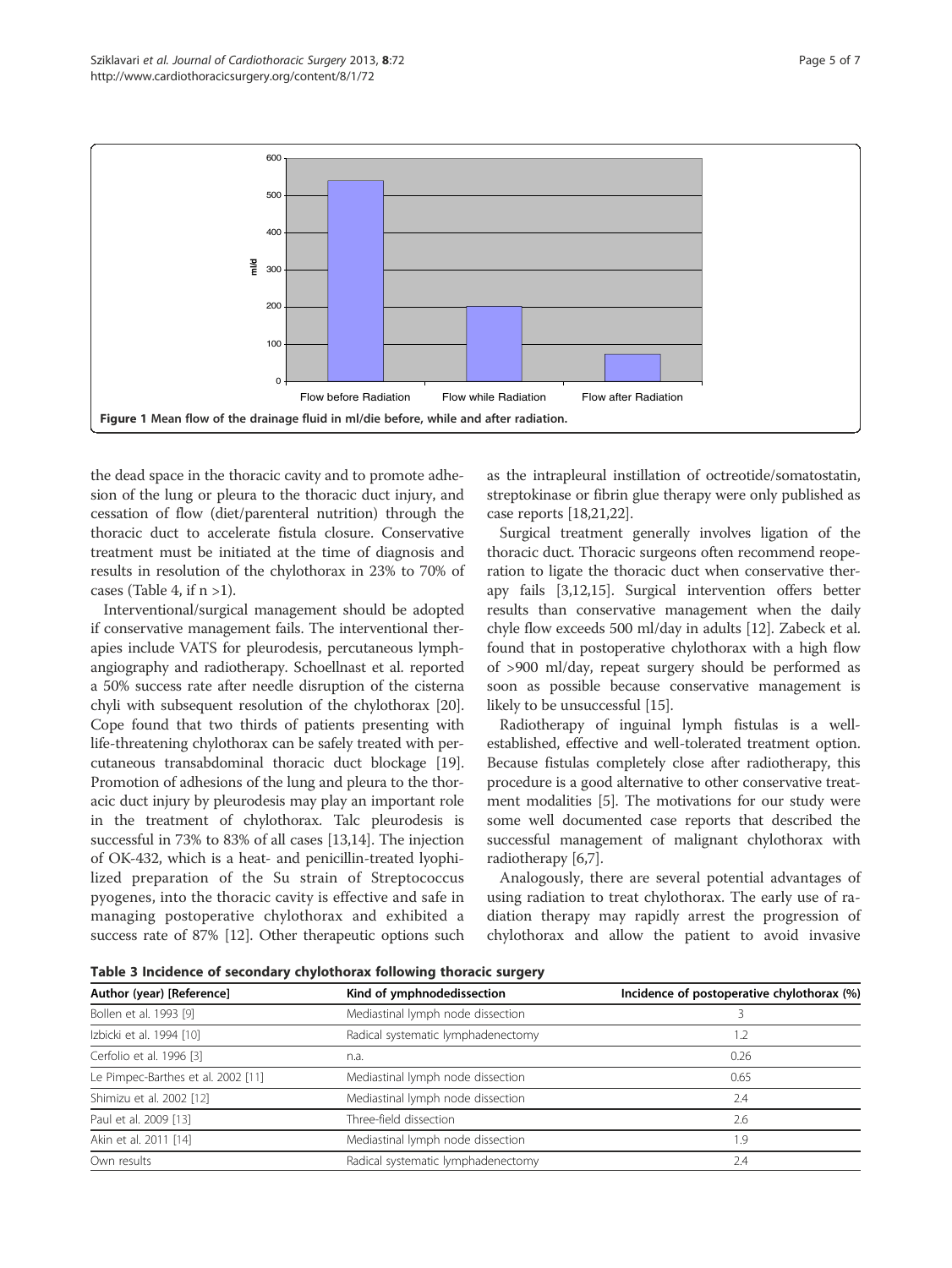Figure 1 Mean flow of the drainage fluid in ml/die before, while and after radiation.

the dead space in the thoracic cavity and to promote adhesion of the lung or pleura to the thoracic duct injury, and cessation of flow (diet/parenteral nutrition) through the thoracic duct to accelerate fistula closure. Conservative treatment must be initiated at the time of diagnosis and results in resolution of the chylothorax in 23% to 70% of cases (Table 4, if n >1).

Interventional/surgical management should be adopted if conservative management fails. The interventional therapies include VATS for pleurodesis, percutaneous lymphangiography and radiotherapy. Schoellnast et al. reported a 50% success rate after needle disruption of the cisterna chyli with subsequent resolution of the chylothorax [20]. Cope found that two thirds of patients presenting with life-threatening chylothorax can be safely treated with percutaneous transabdominal thoracic duct blockage [19]. Promotion of adhesions of the lung and pleura to the thoracic duct injury by pleurodesis may play an important role in the treatment of chylothorax. Talc pleurodesis is successful in 73% to 83% of all cases [13,14]. The injection of OK-432, which is a heat- and penicillin-treated lyophilized preparation of the Su strain of Streptococcus pyogenes, into the thoracic cavity is effective and safe in managing postoperative chylothorax and exhibited a success rate of 87% [12]. Other therapeutic options such as the intrapleural instillation of octreotide/somatostatin, streptokinase or fibrin glue therapy were only published as case reports [18,21,22].

Surgical treatment generally involves ligation of the thoracic duct. Thoracic surgeons often recommend reoperation to ligate the thoracic duct when conservative therapy fails [3,12,15]. Surgical intervention offers better results than conservative management when the daily chyle flow exceeds 500 ml/day in adults [12]. Zabeck et al. found that in postoperative chylothorax with a high flow of >900 ml/day, repeat surgery should be performed as soon as possible because conservative management is likely to be unsuccessful [15].

Radiotherapy of inguinal lymph fistulas is a well-established, effective and well-tolerated treatment option. Because fistulas completely close after radiotherapy, this procedure is a good alternative to other conservative treatment modalities [5]. The motivations for our study were some well documented case reports that described the successful management of malignant chylothorax with radiotherapy [6,7].

Analogously, there are several potential advantages of using radiation to treat chylothorax. The early use of radiation therapy may rapidly arrest the progression of chylothorax and allow the patient to avoid invasive

**Table 3 Incidence of secondary chylothorax following thoracic surgery**

| Author (year) [Reference] | Kind of ymphnodedissection | Incidence of postoperative chylothorax (%) |
|---|---|---|
| Bollen et al. 1993 [9] | Mediastinal lymph node dissection | 3 |
| Izbicki et al. 1994 [10] | Radical systematic lymphadenectomy | 1.2 |
| Cerfolio et al. 1996 [3] | n.a. | 0.26 |
| Le Pimpec-Barthes et al. 2002 [11] | Mediastinal lymph node dissection | 0.65 |
| Shimizu et al. 2002 [12] | Mediastinal lymph node dissection | 2.4 |
| Paul et al. 2009 [13] | Three-field dissection | 2.6 |
| Akin et al. 2011 [14] | Mediastinal lymph node dissection | 1.9 |
| Own results | Radical systematic lymphadenectomy | 2.4 |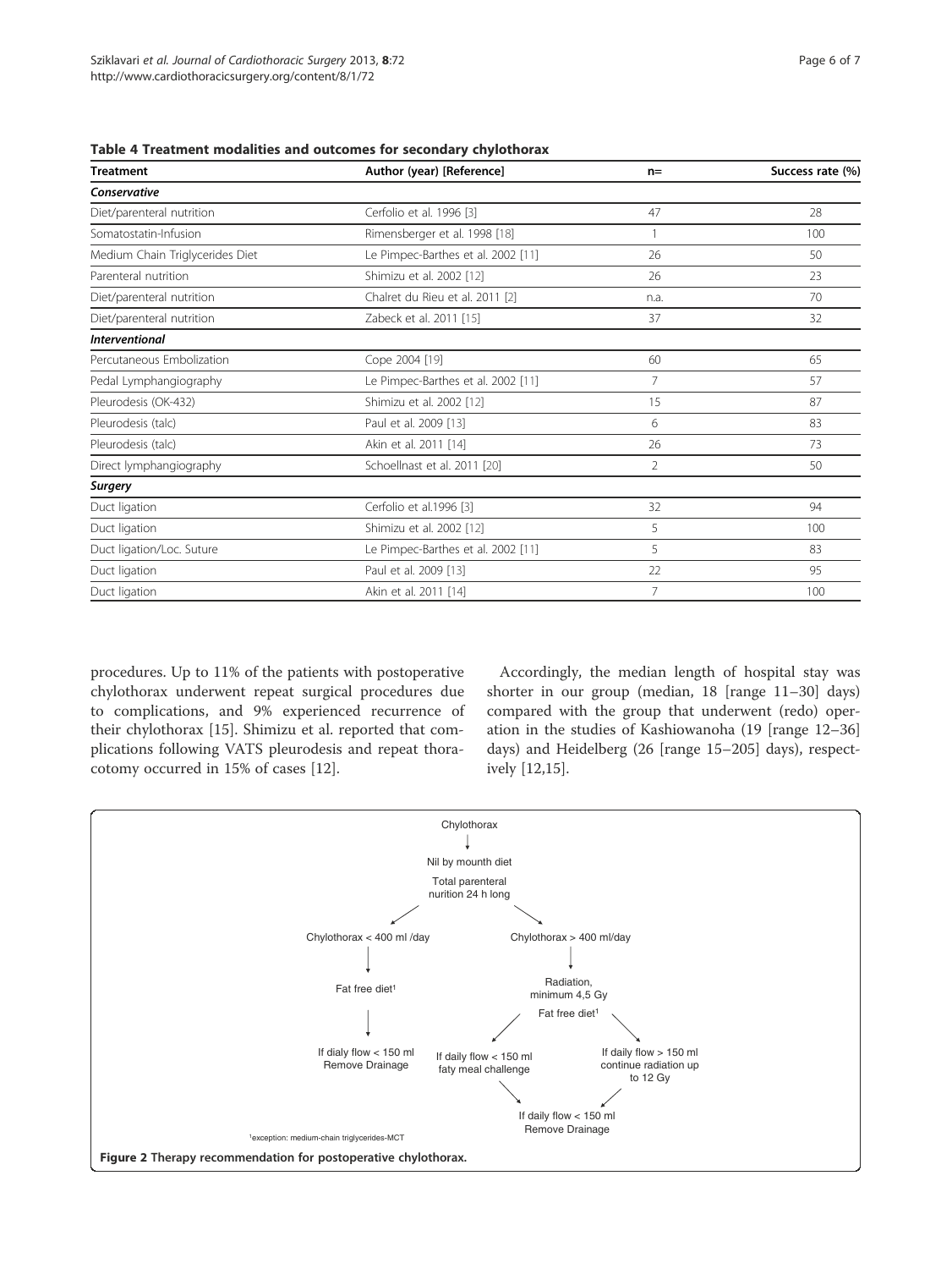**Table 4 Treatment modalities and outcomes for secondary chylothorax**

| Treatment | Author (year) [Reference] | n= | Success rate (%) |
|---|---|---|---|
| ***Conservative*** | | | |
| Diet/parenteral nutrition | Cerfolio et al. 1996 [3] | 47 | 28 |
| Somatostatin-Infusion | Rimensberger et al. 1998 [18] | 1 | 100 |
| Medium Chain Triglycerides Diet | Le Pimpec-Barthes et al. 2002 [11] | 26 | 50 |
| Parenteral nutrition | Shimizu et al. 2002 [12] | 26 | 23 |
| Diet/parenteral nutrition | Chalret du Rieu et al. 2011 [2] | n.a. | 70 |
| Diet/parenteral nutrition | Zabeck et al. 2011 [15] | 37 | 32 |
| ***Interventional*** | | | |
| Percutaneous Embolization | Cope 2004 [19] | 60 | 65 |
| Pedal Lymphangiography | Le Pimpec-Barthes et al. 2002 [11] | 7 | 57 |
| Pleurodesis (OK-432) | Shimizu et al. 2002 [12] | 15 | 87 |
| Pleurodesis (talc) | Paul et al. 2009 [13] | 6 | 83 |
| Pleurodesis (talc) | Akin et al. 2011 [14] | 26 | 73 |
| Direct lymphangiography | Schoellnast et al. 2011 [20] | 2 | 50 |
| ***Surgery*** | | | |
| Duct ligation | Cerfolio et al.1996 [3] | 32 | 94 |
| Duct ligation | Shimizu et al. 2002 [12] | 5 | 100 |
| Duct ligation/Loc. Suture | Le Pimpec-Barthes et al. 2002 [11] | 5 | 83 |
| Duct ligation | Paul et al. 2009 [13] | 22 | 95 |
| Duct ligation | Akin et al. 2011 [14] | 7 | 100 |

procedures. Up to 11% of the patients with postoperative chylothorax underwent repeat surgical procedures due to complications, and 9% experienced recurrence of their chylothorax [15]. Shimizu et al. reported that complications following VATS pleurodesis and repeat thoracotomy occurred in 15% of cases [12].

Accordingly, the median length of hospital stay was shorter in our group (median, 18 [range 11–30] days) compared with the group that underwent (redo) operation in the studies of Kashiowanoha (19 [range 12–36] days) and Heidelberg (26 [range 15–205] days), respectively [12,15].

Chylothorax
↓
Nil by mounth diet
Total parenteral nurition 24 h long

- Chylothorax < 400 ml /day
  - Fat free diet[1]
  - If dialy flow < 150 ml Remove Drainage
- Chylothorax > 400 ml/day
  - Radiation, minimum 4,5 Gy
  - Fat free diet[1]
    - If daily flow < 150 ml faty meal challenge
    - If daily flow > 150 ml continue radiation up to 12 Gy
  - If daily flow < 150 ml Remove Drainage

[1]exception: medium-chain triglycerides-MCT

**Figure 2** Therapy recommendation for postoperative chylothorax.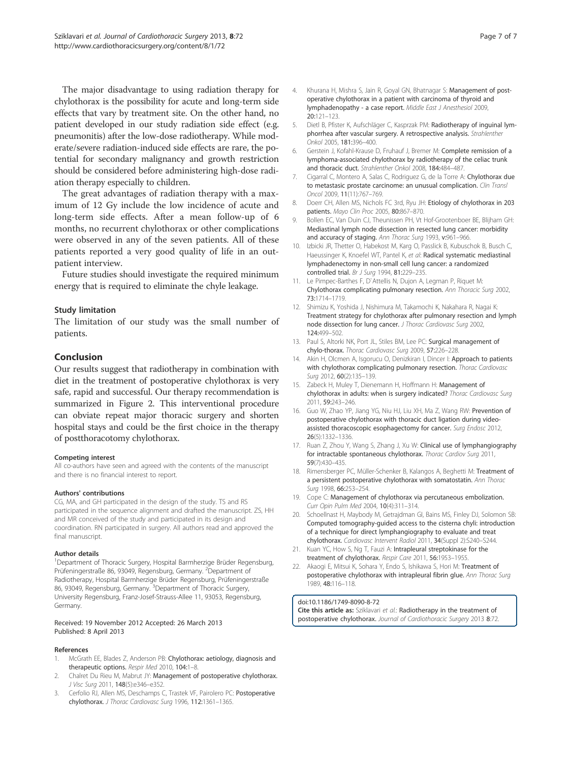The major disadvantage to using radiation therapy for chylothorax is the possibility for acute and long-term side effects that vary by treatment site. On the other hand, no patient developed in our study radiation side effect (e.g. pneumonitis) after the low-dose radiotherapy. While moderate/severe radiation-induced side effects are rare, the potential for secondary malignancy and growth restriction should be considered before administering high-dose radiation therapy especially to children.

The great advantages of radiation therapy with a maximum of 12 Gy include the low incidence of acute and long-term side effects. After a mean follow-up of 6 months, no recurrent chylothorax or other complications were observed in any of the seven patients. All of these patients reported a very good quality of life in an outpatient interview.

Future studies should investigate the required minimum energy that is required to eliminate the chyle leakage.

### Study limitation

The limitation of our study was the small number of patients.

## Conclusion

Our results suggest that radiotherapy in combination with diet in the treatment of postoperative chylothorax is very safe, rapid and successful. Our therapy recommendation is summarized in Figure 2. This interventional procedure can obviate repeat major thoracic surgery and shorten hospital stays and could be the first choice in the therapy of postthoracotomy chylothorax.

#### Competing interest

All co-authors have seen and agreed with the contents of the manuscript and there is no financial interest to report.

#### Authors' contributions

CG, MA, and GH participated in the design of the study. TS and RS participated in the sequence alignment and drafted the manuscript. ZS, HH and MR conceived of the study and participated in its design and coordination. RN participated in surgery. All authors read and approved the final manuscript.

#### Author details

[1]Department of Thoracic Surgery, Hospital Barmherzige Brüder Regensburg, Prüfeningerstraße 86, 93049, Regensburg, Germany. [2]Department of Radiotherapy, Hospital Barmherzige Brüder Regensburg, Prüfeningerstraße 86, 93049, Regensburg, Germany. [3]Department of Thoracic Surgery, University Regensburg, Franz-Josef-Strauss-Allee 11, 93053, Regensburg, Germany.

Received: 19 November 2012 Accepted: 26 March 2013
Published: 8 April 2013

#### References

1. McGrath EE, Blades Z, Anderson PB: **Chylothorax: aetiology, diagnosis and therapeutic options.** *Respir Med* 2010, **104**:1–8.
2. Chalret Du Rieu M, Mabrut JY: **Management of postoperative chylothorax.** *J Visc Surg* 2011, **148**(5):e346–e352.
3. Cerfolio RJ, Allen MS, Deschamps C, Trastek VF, Pairolero PC: **Postoperative chylothorax.** *J Thorac Cardiovasc Surg* 1996, **112**:1361–1365.
4. Khurana H, Mishra S, Jain R, Goyal GN, Bhatnagar S: **Management of postoperative chylothorax in a patient with carcinoma of thyroid and lymphadenopathy - a case report.** *Middle East J Anesthesiol* 2009, **20**:121–123.
5. Dietl B, Pfister K, Aufschläger C, Kasprzak PM: **Radiotherapy of inguinal lymphorrhea after vascular surgery. A retrospective analysis.** *Strahlenther Onkol* 2005, **181**:396–400.
6. Gerstein J, Kofahl-Krause D, Fruhauf J, Bremer M: **Complete remission of a lymphoma-associated chylothorax by radiotherapy of the celiac trunk and thoracic duct.** *Strahlenther Onkol* 2008, **184**:484–487.
7. Cigarral C, Montero A, Salas C, Rodriguez G, de la Torre A: **Chylothorax due to metastasic prostate carcinome: an unusual complication.** *Clin Transl Oncol* 2009, **11**(11):767–769.
8. Doerr CH, Allen MS, Nichols FC 3rd, Ryu JH: **Etiology of chylothorax in 203 patients.** *Mayo Clin Proc* 2005, **80**:867–870.
9. Bollen EC, Van Duin CJ, Theunissen PH, Vt Hof-Grootenboer BE, Blijham GH: **Mediastinal lymph node dissection in resected lung cancer: morbidity and accuracy of staging.** *Ann Thorac Surg* 1993, **v**:961–966.
10. Izbicki JR, Thetter O, Habekost M, Karg O, Passlick B, Kubuschok B, Busch C, Haeussinger K, Knoefel WT, Pantel K, *et al*: **Radical systematic mediastinal lymphadenectomy in non-small cell lung cancer: a randomized controlled trial.** *Br J Surg* 1994, **81**:229–235.
11. Le Pimpec-Barthes F, D`Attellis N, Dujon A, Legman P, Riquet M: **Chylothorax complicating pulmonary resection.** *Ann Thoracic Surg* 2002, **73**:1714–1719.
12. Shimizu K, Yoshida J, Nishimura M, Takamochi K, Nakahara R, Nagai K: **Treatment strategy for chylothorax after pulmonary resection and lymph node dissection for lung cancer.** *J Thorac Cardiovasc Surg* 2002, **124**:499–502.
13. Paul S, Altorki NK, Port JL, Stiles BM, Lee PC: **Surgical management of chylo-thorax.** *Thorac Cardiovasc Surg* 2009, **57**:226–228.
14. Akin H, Olcmen A, Isgorucu O, Denizkiran I, Dincer I: **Approach to patients with chylothorax complicating pulmonary resection.** *Thorac Cardiovasc Surg* 2012, **60**(2):135–139.
15. Zabeck H, Muley T, Dienemann H, Hoffmann H: **Management of chylothorax in adults: when is surgery indicated?** *Thorac Cardiovasc Surg* 2011, **59**:243–246.
16. Guo W, Zhao YP, Jiang YG, Niu HJ, Liu XH, Ma Z, Wang RW: **Prevention of postoperative chylothorax with thoracic duct ligation during video-assisted thoracoscopic esophagectomy for cancer.** *Surg Endosc* 2012, **26**(5):1332–1336.
17. Ruan Z, Zhou Y, Wang S, Zhang J, Xu W: **Clinical use of lymphangiography for intractable spontaneous chylothorax.** *Thorac Cardiov Surg* 2011, **59**(7):430–435.
18. Rimensberger PC, Müller-Schenker B, Kalangos A, Beghetti M: **Treatment of a persistent postoperative chylothorax with somatostatin.** *Ann Thorac Surg* 1998, **66**:253–254.
19. Cope C: **Management of chylothorax via percutaneous embolization.** *Curr Opin Pulm Med* 2004, **10**(4):311–314.
20. Schoellnast H, Maybody M, Getrajdman GI, Bains MS, Finley DJ, Solomon SB: **Computed tomography-guided access to the cisterna chyli: introduction of a technique for direct lymphangiography to evaluate and treat chylothorax.** *Cardiovasc Intervent Radiol* 2011, **34**(Suppl 2):S240–S244.
21. Kuan YC, How S, Ng T, Fauzi A: **Intrapleural streptokinase for the treatment of chylothorax.** *Respir Care* 2011, **56**:1953–1955.
22. Akaogi E, Mitsui K, Sohara Y, Endo S, Ishikawa S, Hori M: **Treatment of postoperative chylothorax with intrapleural fibrin glue.** *Ann Thorac Surg* 1989, **48**:116–118.

doi:10.1186/1749-8090-8-72
**Cite this article as:** Sziklavari *et al.*: Radiotherapy in the treatment of postoperative chylothorax. *Journal of Cardiothoracic Surgery* 2013 **8**:72.